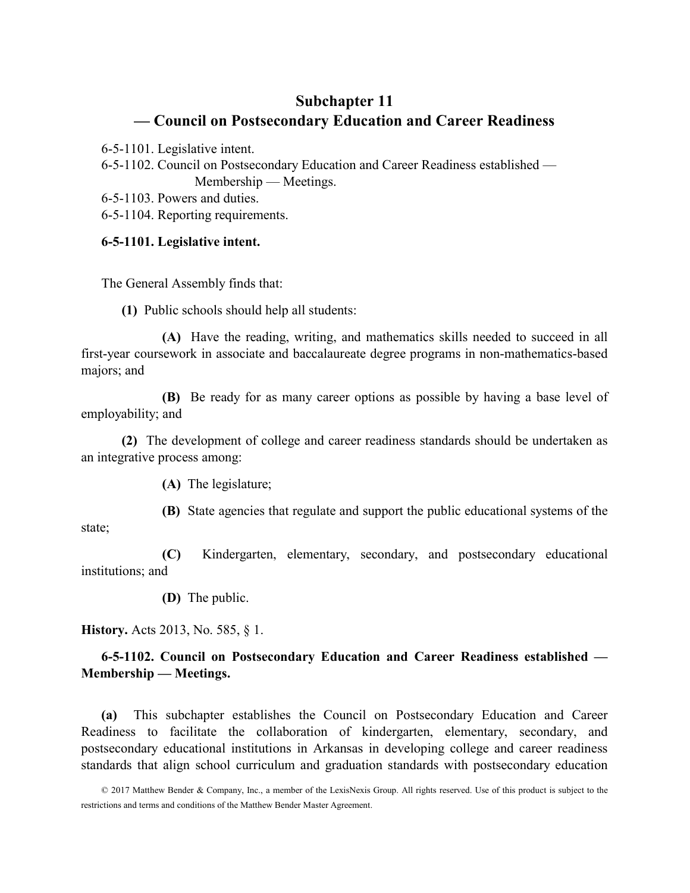# Subchapter 11 — Council on Postsecondary Education and Career Readiness

6-5-1101. Legislative intent.

6-5-1102. Council on Postsecondary Education and Career Readiness established — Membership — Meetings.

6-5-1103. Powers and duties.

6-5-1104. Reporting requirements.

### 6-5-1101. Legislative intent.

The General Assembly finds that:

**(1)** Public schools should help all students:

**(A)** Have the reading, writing, and mathematics skills needed to succeed in all first-year coursework in associate and baccalaureate degree programs in non-mathematics-based majors; and

**(B)** Be ready for as many career options as possible by having a base level of employability; and

**(2)** The development of college and career readiness standards should be undertaken as an integrative process among:

**(A)** The legislature;

**(B)** State agencies that regulate and support the public educational systems of the state;

**(C)** Kindergarten, elementary, secondary, and postsecondary educational institutions; and

**(D)** The public.

**History.** Acts 2013, No. 585, § 1.

### 6-5-1102. Council on Postsecondary Education and Career Readiness established — Membership — Meetings.

**(a)** This subchapter establishes the Council on Postsecondary Education and Career Readiness to facilitate the collaboration of kindergarten, elementary, secondary, and postsecondary educational institutions in Arkansas in developing college and career readiness standards that align school curriculum and graduation standards with postsecondary education

© 2017 Matthew Bender & Company, Inc., a member of the LexisNexis Group. All rights reserved. Use of this product is subject to the restrictions and terms and conditions of the Matthew Bender Master Agreement.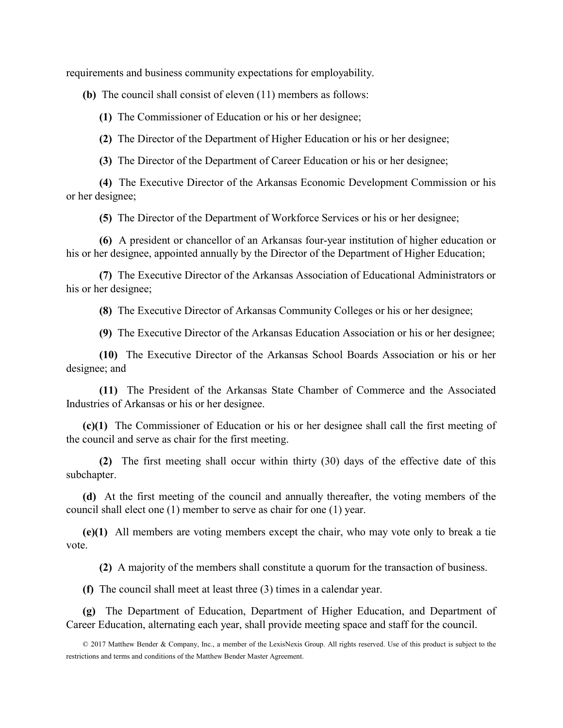requirements and business community expectations for employability.

**(b)** The council shall consist of eleven (11) members as follows:

**(1)** The Commissioner of Education or his or her designee;

**(2)** The Director of the Department of Higher Education or his or her designee;

**(3)** The Director of the Department of Career Education or his or her designee;

**(4)** The Executive Director of the Arkansas Economic Development Commission or his or her designee;

**(5)** The Director of the Department of Workforce Services or his or her designee;

**(6)** A president or chancellor of an Arkansas four-year institution of higher education or his or her designee, appointed annually by the Director of the Department of Higher Education;

**(7)** The Executive Director of the Arkansas Association of Educational Administrators or his or her designee;

**(8)** The Executive Director of Arkansas Community Colleges or his or her designee;

**(9)** The Executive Director of the Arkansas Education Association or his or her designee;

**(10)** The Executive Director of the Arkansas School Boards Association or his or her designee; and

**(11)** The President of the Arkansas State Chamber of Commerce and the Associated Industries of Arkansas or his or her designee.

**(c)(1)** The Commissioner of Education or his or her designee shall call the first meeting of the council and serve as chair for the first meeting.

**(2)** The first meeting shall occur within thirty (30) days of the effective date of this subchapter.

**(d)** At the first meeting of the council and annually thereafter, the voting members of the council shall elect one (1) member to serve as chair for one (1) year.

**(e)(1)** All members are voting members except the chair, who may vote only to break a tie vote.

**(2)** A majority of the members shall constitute a quorum for the transaction of business.

**(f)** The council shall meet at least three (3) times in a calendar year.

**(g)** The Department of Education, Department of Higher Education, and Department of Career Education, alternating each year, shall provide meeting space and staff for the council.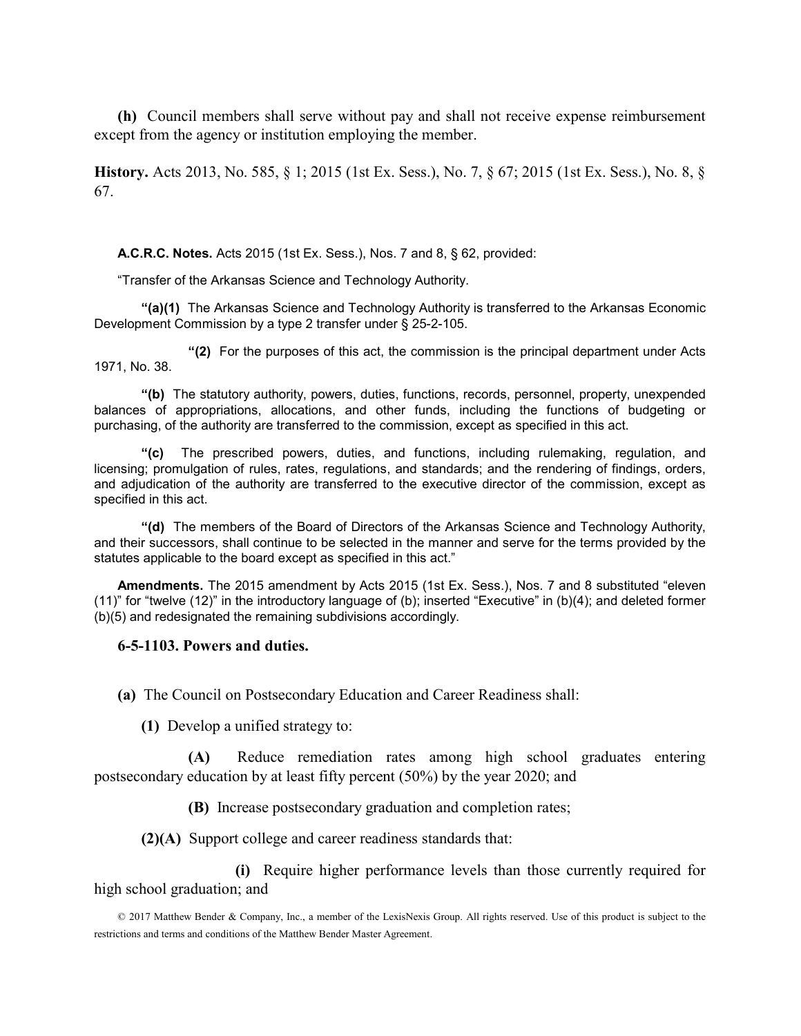**(h)** Council members shall serve without pay and shall not receive expense reimbursement except from the agency or institution employing the member.

**History.** Acts 2013, No. 585, § 1; 2015 (1st Ex. Sess.), No. 7, § 67; 2015 (1st Ex. Sess.), No. 8, § 67.

**A.C.R.C. Notes.** Acts 2015 (1st Ex. Sess.), Nos. 7 and 8, § 62, provided:

"Transfer of the Arkansas Science and Technology Authority.

**"(a)(1)** The Arkansas Science and Technology Authority is transferred to the Arkansas Economic Development Commission by a type 2 transfer under § 25-2-105.

**"(2)** For the purposes of this act, the commission is the principal department under Acts 1971, No. 38.

**"(b)** The statutory authority, powers, duties, functions, records, personnel, property, unexpended balances of appropriations, allocations, and other funds, including the functions of budgeting or purchasing, of the authority are transferred to the commission, except as specified in this act.

**"(c)** The prescribed powers, duties, and functions, including rulemaking, regulation, and licensing; promulgation of rules, rates, regulations, and standards; and the rendering of findings, orders, and adjudication of the authority are transferred to the executive director of the commission, except as specified in this act.

**"(d)** The members of the Board of Directors of the Arkansas Science and Technology Authority, and their successors, shall continue to be selected in the manner and serve for the terms provided by the statutes applicable to the board except as specified in this act."

**Amendments.** The 2015 amendment by Acts 2015 (1st Ex. Sess.), Nos. 7 and 8 substituted "eleven (11)" for "twelve (12)" in the introductory language of (b); inserted "Executive" in (b)(4); and deleted former (b)(5) and redesignated the remaining subdivisions accordingly.

### 6-5-1103. Powers and duties.

**(a)** The Council on Postsecondary Education and Career Readiness shall:

**(1)** Develop a unified strategy to:

**(A)** Reduce remediation rates among high school graduates entering postsecondary education by at least fifty percent (50%) by the year 2020; and

**(B)** Increase postsecondary graduation and completion rates;

**(2)(A)** Support college and career readiness standards that:

**(i)** Require higher performance levels than those currently required for high school graduation; and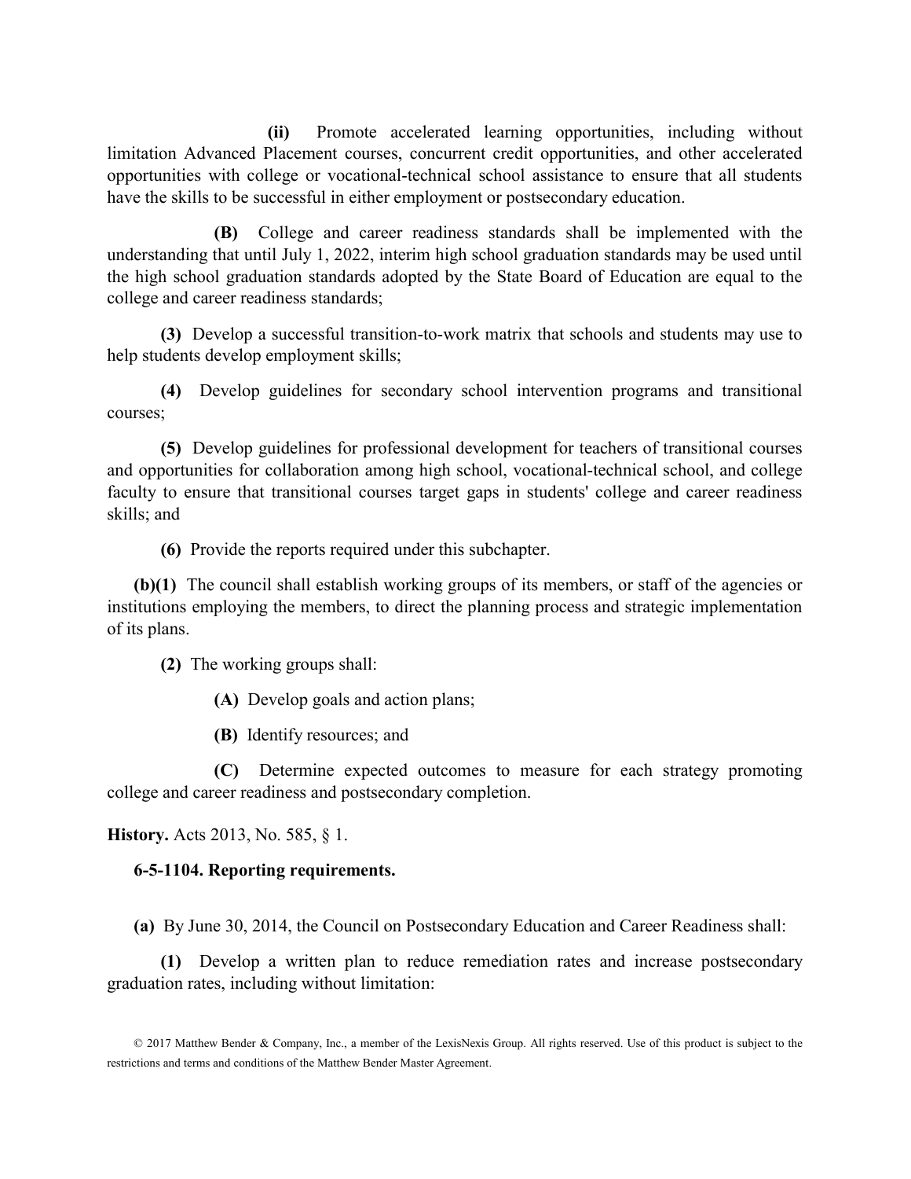**(ii)** Promote accelerated learning opportunities, including without limitation Advanced Placement courses, concurrent credit opportunities, and other accelerated opportunities with college or vocational-technical school assistance to ensure that all students have the skills to be successful in either employment or postsecondary education.

**(B)** College and career readiness standards shall be implemented with the understanding that until July 1, 2022, interim high school graduation standards may be used until the high school graduation standards adopted by the State Board of Education are equal to the college and career readiness standards;

**(3)** Develop a successful transition-to-work matrix that schools and students may use to help students develop employment skills;

**(4)** Develop guidelines for secondary school intervention programs and transitional courses;

**(5)** Develop guidelines for professional development for teachers of transitional courses and opportunities for collaboration among high school, vocational-technical school, and college faculty to ensure that transitional courses target gaps in students' college and career readiness skills; and

**(6)** Provide the reports required under this subchapter.

**(b)(1)** The council shall establish working groups of its members, or staff of the agencies or institutions employing the members, to direct the planning process and strategic implementation of its plans.

**(2)** The working groups shall:

**(A)** Develop goals and action plans;

**(B)** Identify resources; and

**(C)** Determine expected outcomes to measure for each strategy promoting college and career readiness and postsecondary completion.

**History.** Acts 2013, No. 585, § 1.

**6-5-1104. Reporting requirements.**

**(a)** By June 30, 2014, the Council on Postsecondary Education and Career Readiness shall:

**(1)** Develop a written plan to reduce remediation rates and increase postsecondary graduation rates, including without limitation: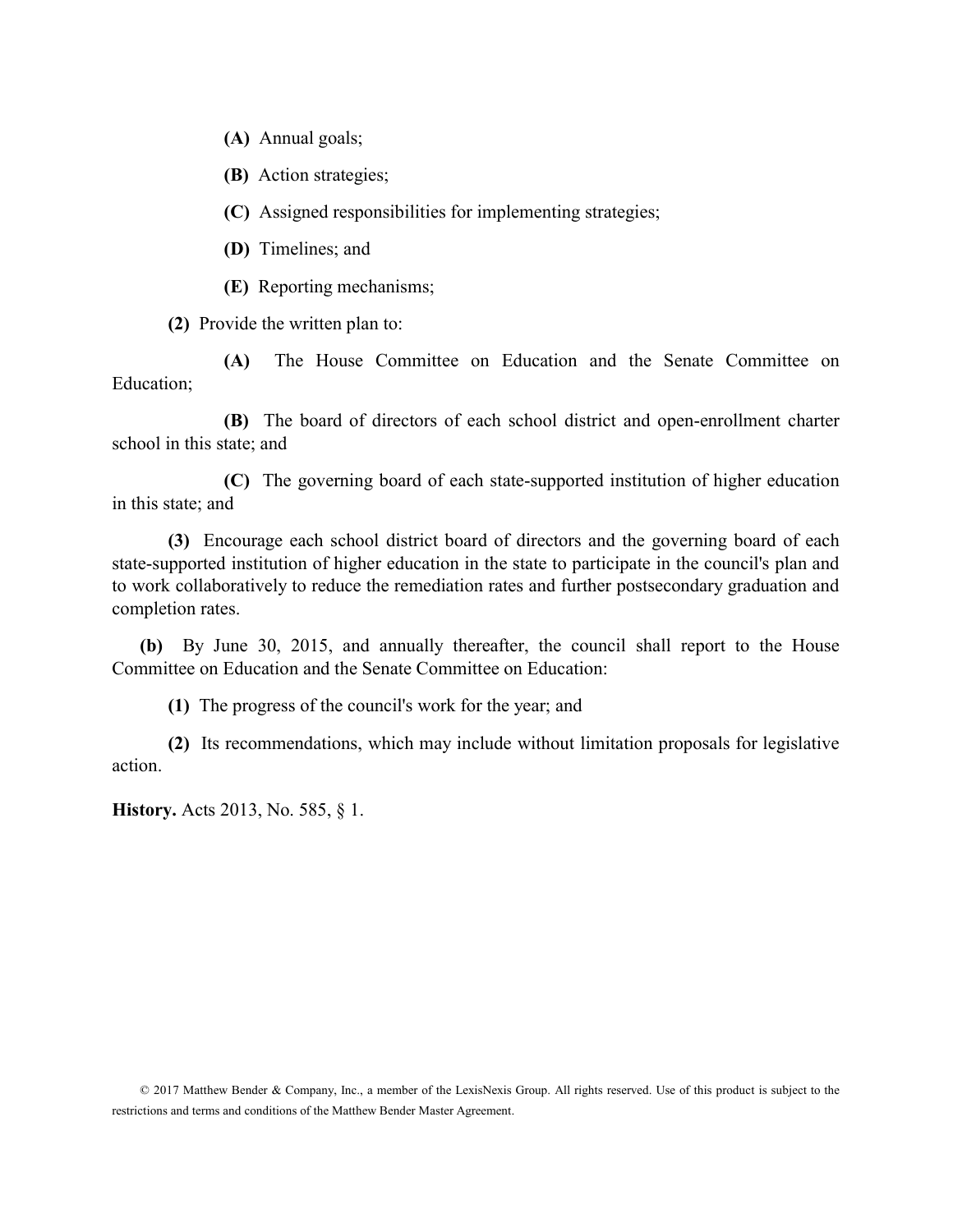**(A)** Annual goals;

**(B)** Action strategies;

**(C)** Assigned responsibilities for implementing strategies;

**(D)** Timelines; and

**(E)** Reporting mechanisms;

**(2)** Provide the written plan to:

**(A)** The House Committee on Education and the Senate Committee on Education;

**(B)** The board of directors of each school district and open-enrollment charter school in this state; and

**(C)** The governing board of each state-supported institution of higher education in this state; and

**(3)** Encourage each school district board of directors and the governing board of each state-supported institution of higher education in the state to participate in the council's plan and to work collaboratively to reduce the remediation rates and further postsecondary graduation and completion rates.

**(b)** By June 30, 2015, and annually thereafter, the council shall report to the House Committee on Education and the Senate Committee on Education:

**(1)** The progress of the council's work for the year; and

**(2)** Its recommendations, which may include without limitation proposals for legislative action.

**History.** Acts 2013, No. 585, § 1.

© 2017 Matthew Bender & Company, Inc., a member of the LexisNexis Group. All rights reserved. Use of this product is subject to the restrictions and terms and conditions of the Matthew Bender Master Agreement.